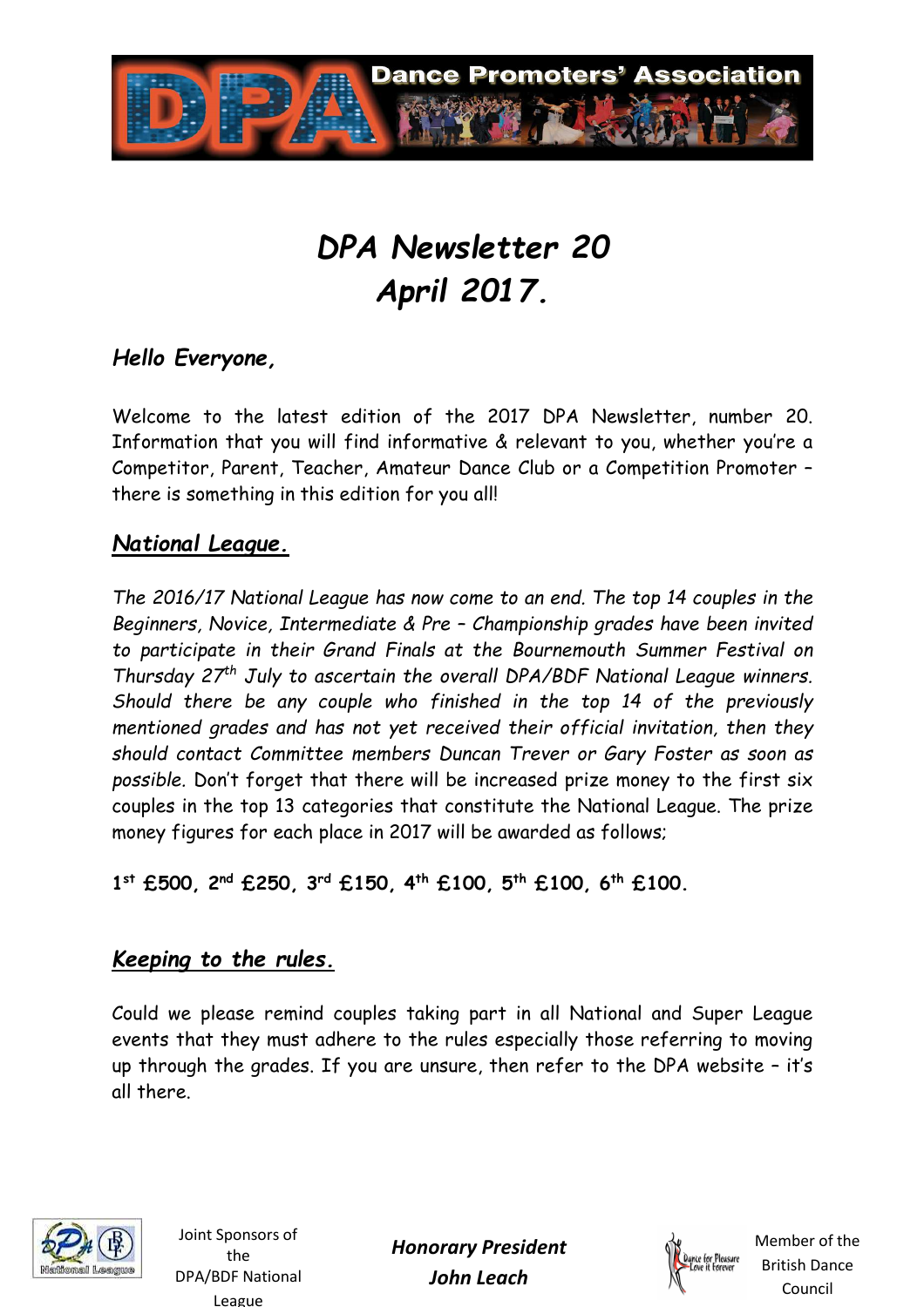# *DPA Newsletter 20*
# *April 2017.*

### *Hello Everyone,*

Welcome to the latest edition of the 2017 DPA Newsletter, number 20. Information that you will find informative & relevant to you, whether you're a Competitor, Parent, Teacher, Amateur Dance Club or a Competition Promoter – there is something in this edition for you all!

## ***National League.***

*The 2016/17 National League has now come to an end. The top 14 couples in the Beginners, Novice, Intermediate & Pre – Championship grades have been invited to participate in their Grand Finals at the Bournemouth Summer Festival on Thursday 27th July to ascertain the overall DPA/BDF National League winners. Should there be any couple who finished in the top 14 of the previously mentioned grades and has not yet received their official invitation, then they should contact Committee members Duncan Trever or Gary Foster as soon as possible.* Don't forget that there will be increased prize money to the first six couples in the top 13 categories that constitute the National League. The prize money figures for each place in 2017 will be awarded as follows;

**1st £500, 2nd £250, 3rd £150, 4th £100, 5th £100, 6th £100.**

## ***Keeping to the rules.***

Could we please remind couples taking part in all National and Super League events that they must adhere to the rules especially those referring to moving up through the grades. If you are unsure, then refer to the DPA website – it's all there.

Joint Sponsors of the DPA/BDF National League

***Honorary President***
***John Leach***

Member of the British Dance Council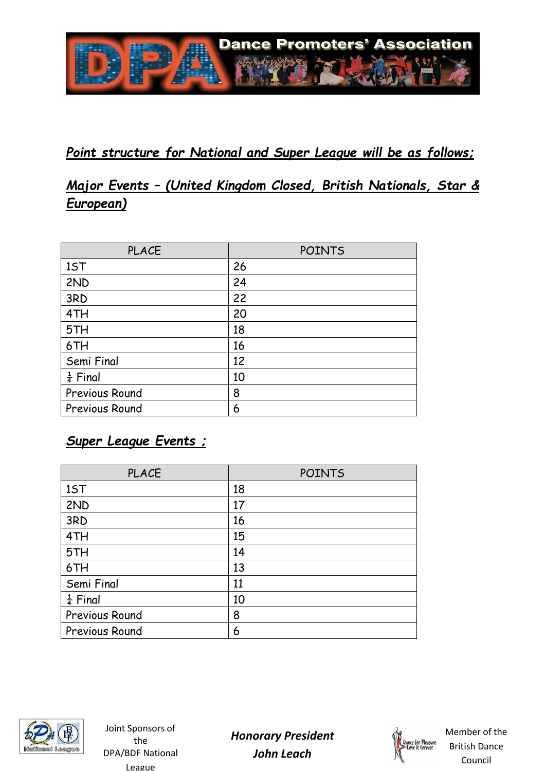***Point structure for National and Super League will be as follows;***

***Major Events – (United Kingdom Closed, British Nationals, Star & European)***

| PLACE | POINTS |
|---|---|
| 1ST | 26 |
| 2ND | 24 |
| 3RD | 22 |
| 4TH | 20 |
| 5TH | 18 |
| 6TH | 16 |
| Semi Final | 12 |
| ¼ Final | 10 |
| Previous Round | 8 |
| Previous Round | 6 |

***Super League Events ;***

| PLACE | POINTS |
|---|---|
| 1ST | 18 |
| 2ND | 17 |
| 3RD | 16 |
| 4TH | 15 |
| 5TH | 14 |
| 6TH | 13 |
| Semi Final | 11 |
| ¼ Final | 10 |
| Previous Round | 8 |
| Previous Round | 6 |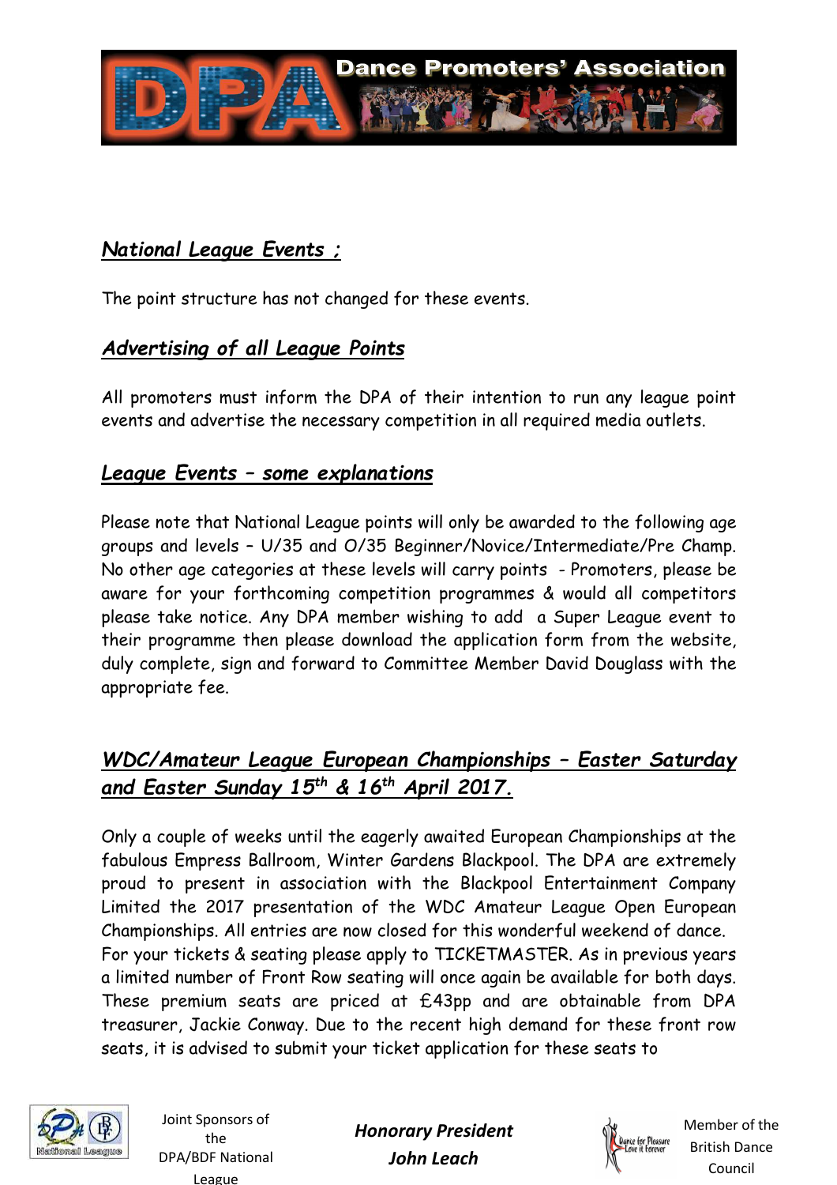## *National League Events ;*

The point structure has not changed for these events.

## *Advertising of all League Points*

All promoters must inform the DPA of their intention to run any league point events and advertise the necessary competition in all required media outlets.

## *League Events – some explanations*

Please note that National League points will only be awarded to the following age groups and levels – U/35 and O/35 Beginner/Novice/Intermediate/Pre Champ. No other age categories at these levels will carry points - Promoters, please be aware for your forthcoming competition programmes & would all competitors please take notice. Any DPA member wishing to add a Super League event to their programme then please download the application form from the website, duly complete, sign and forward to Committee Member David Douglass with the appropriate fee.

## *WDC/Amateur League European Championships – Easter Saturday and Easter Sunday 15th & 16th April 2017.*

Only a couple of weeks until the eagerly awaited European Championships at the fabulous Empress Ballroom, Winter Gardens Blackpool. The DPA are extremely proud to present in association with the Blackpool Entertainment Company Limited the 2017 presentation of the WDC Amateur League Open European Championships. All entries are now closed for this wonderful weekend of dance.
For your tickets & seating please apply to TICKETMASTER. As in previous years a limited number of Front Row seating will once again be available for both days. These premium seats are priced at £43pp and are obtainable from DPA treasurer, Jackie Conway. Due to the recent high demand for these front row seats, it is advised to submit your ticket application for these seats to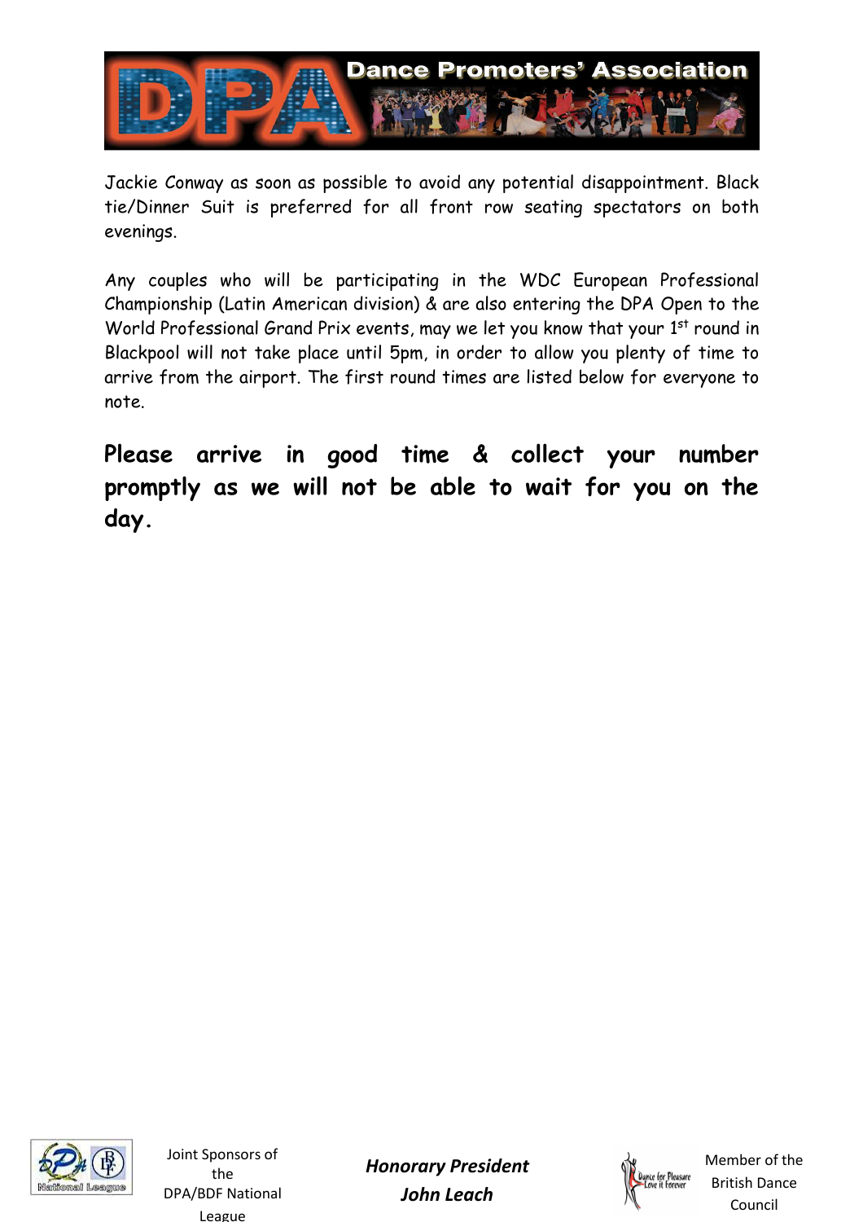Jackie Conway as soon as possible to avoid any potential disappointment. Black tie/Dinner Suit is preferred for all front row seating spectators on both evenings.

Any couples who will be participating in the WDC European Professional Championship (Latin American division) & are also entering the DPA Open to the World Professional Grand Prix events, may we let you know that your 1st round in Blackpool will not take place until 5pm, in order to allow you plenty of time to arrive from the airport. The first round times are listed below for everyone to note.

**Please arrive in good time & collect your number promptly as we will not be able to wait for you on the day.**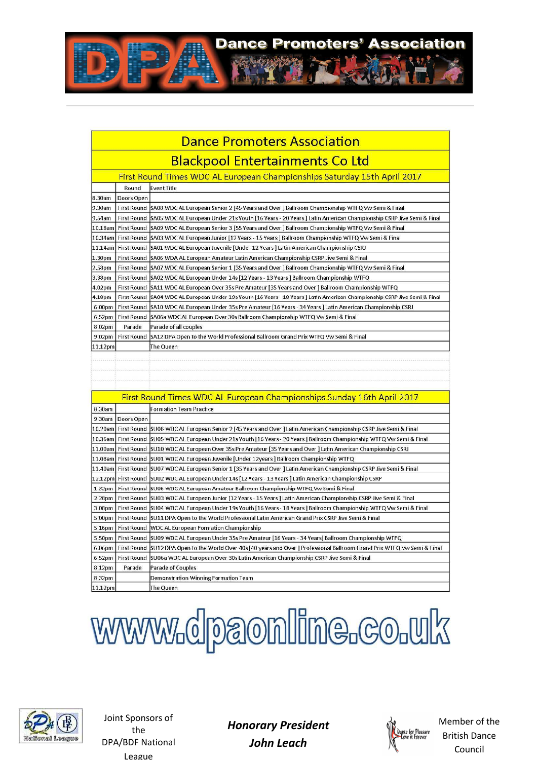# Dance Promoters' Association

## Dance Promoters Association

## Blackpool Entertainments Co Ltd

### First Round Times WDC AL European Championships Saturday 15th April 2017

| | Round | Event Title |
|---|---|---|
| 8.30am | Doors Open | |
| 9.30am | First Round | SA08 WDC AL European Senior 2 [45 Years and Over ] Ballroom Championship WTFQ Vw Semi & Final |
| 9.54am | First Round | SA05 WDC AL European Under 21s Youth [16 Years - 20 Years ] Latin American Championship CSRP Jive Semi & Final |
| 10.18am | First Round | SA09 WDC AL European Senior 3 [55 Years and Over ] Ballroom Championship WTFQ Vw Semi & Final |
| 10.34am | First Round | SA03 WDC AL European Junior [12 Years - 15 Years ] Ballroom Championship WTFQ Vw Semi & Final |
| 11.14am | First Round | SA01 WDC AL European Juvenile [Under 12 Years ] Latin American Championship CSRJ |
| 1.30pm | First Round | SA06 WDA AL European Amateur Latin American Championship CSRP Jive Semi & Final |
| 2.58pm | First Round | SA07 WDC AL European Senior 1 [35 Years and Over ] Ballroom Championship WTFQ Vw Semi & Final |
| 3.38pm | First Round | SA02 WDC AL European Under 14s [12 Years - 13 Years ] Ballroom Championship WTFQ |
| 4.02pm | First Round | SA11 WDC AL European Over 35s Pre Amateur [35 Years and Over ] Ballroom Championship WTFQ |
| 4.18pm | First Round | SA04 WDC AL European Under 19s Youth [16 Years 18 Years ] Latin American Championship CSRP Jive Semi & Final |
| 6.00pm | First Round | SA10 WDC AL European Under 35s Pre Amateur [16 Years - 34 Years ] Latin American Championship CSRJ |
| 6.52pm | First Round | SA06a WDC AL European Over 30s Ballroom Championship WTFQ Vw Semi & Final |
| 8.02pm | Parade | Parade of all couples |
| 9.02pm | First Round | SA12 DPA Open to the World Professional Ballroom Grand Prix WTFQ Vw Semi & Final |
| 11.12pm | | The Queen |

### First Round Times WDC AL European Championships Sunday 16th April 2017

| | Round | Event Title |
|---|---|---|
| 8.30am | | Formation Team Practice |
| 9.30am | Doors Open | |
| 10.20am | First Round | SU08 WDC AL European Senior 2 [45 Years and Over ] Latin American Championship CSRP Jive Semi & Final |
| 10.36am | First Round | SU05 WDC AL European Under 21s Youth [16 Years - 20 Years ] Ballroom Championship WTFQ Vw Semi & Final |
| 11.00am | First Round | SU10 WDC AL European Over 35s Pre Amateur [35 Years and Over ] Latin American Championship CSRJ |
| 11.08am | First Round | SU01 WDC AL European Juvenile [Under 12years ] Ballroom Championship WTFQ |
| 11.40am | First Round | SU07 WDC AL European Senior 1 [35 Years and Over ] Latin American Championship CSRP Jive Semi & Final |
| 12.12pm | First Round | SU02 WDC AL European Under 14s [12 Years - 13 Years ] Latin American Championship CSRP |
| 1.32pm | First Round | SU06 WDC AL European Amateur Ballroom Championship WTFQ Vw Semi & Final |
| 2.28pm | First Round | SU03 WDC AL European Junior [12 Years - 15 Years ] Latin American Championship CSRP Jive Semi & Final |
| 3.08pm | First Round | SU04 WDC AL European Under 19s Youth [16 Years - 18 Years ] Ballroom Championship WTFQ Vw Semi & Final |
| 5.00pm | First Round | SU11 DPA Open to the World Professional Latin American Grand Prix CSRP Jive Semi & Final |
| 5.16pm | First Round | WDC AL European Formation Championship |
| 5.50pm | First Round | SU09 WDC AL European Under 35s Pre Amateur [16 Years - 34 Years] Ballroom Championship WTFQ |
| 6.06pm | First Round | SU12 DPA Open to the World Over 40s [40 years and Over ] Professional Ballroom Grand Prix WTFQ Vw Semi & Final |
| 6.52pm | First Round | SU06a WDC AL European Over 30s Latin American Championship CSRP Jive Semi & Final |
| 8.12pm | Parade | Parade of Couples |
| 8.32pm | | Demonstration Winning Formation Team |
| 11.12pm | | The Queen |

www.dpaonline.co.uk

Joint Sponsors of the DPA/BDF National League

***Honorary President***
***John Leach***

Member of the British Dance Council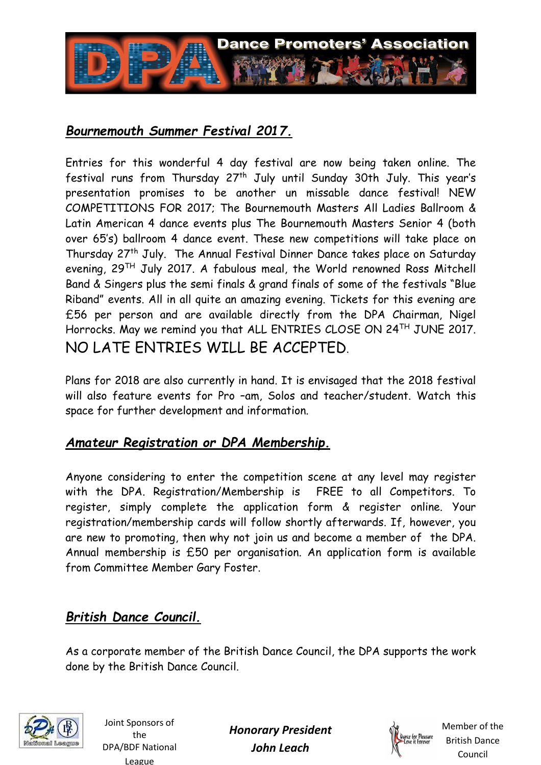## *Bournemouth Summer Festival 2017.*

Entries for this wonderful 4 day festival are now being taken online. The festival runs from Thursday 27th July until Sunday 30th July. This year's presentation promises to be another un missable dance festival! NEW COMPETITIONS FOR 2017; The Bournemouth Masters All Ladies Ballroom & Latin American 4 dance events plus The Bournemouth Masters Senior 4 (both over 65's) ballroom 4 dance event. These new competitions will take place on Thursday 27th July. The Annual Festival Dinner Dance takes place on Saturday evening, 29TH July 2017. A fabulous meal, the World renowned Ross Mitchell Band & Singers plus the semi finals & grand finals of some of the festivals "Blue Riband" events. All in all quite an amazing evening. Tickets for this evening are £56 per person and are available directly from the DPA Chairman, Nigel Horrocks. May we remind you that ALL ENTRIES CLOSE ON 24TH JUNE 2017. NO LATE ENTRIES WILL BE ACCEPTED.

Plans for 2018 are also currently in hand. It is envisaged that the 2018 festival will also feature events for Pro –am, Solos and teacher/student. Watch this space for further development and information.

## *Amateur Registration or DPA Membership.*

Anyone considering to enter the competition scene at any level may register with the DPA. Registration/Membership is FREE to all Competitors. To register, simply complete the application form & register online. Your registration/membership cards will follow shortly afterwards. If, however, you are new to promoting, then why not join us and become a member of the DPA. Annual membership is £50 per organisation. An application form is available from Committee Member Gary Foster.

## *British Dance Council.*

As a corporate member of the British Dance Council, the DPA supports the work done by the British Dance Council.

Joint Sponsors of the DPA/BDF National League

***Honorary President***
***John Leach***

Member of the British Dance Council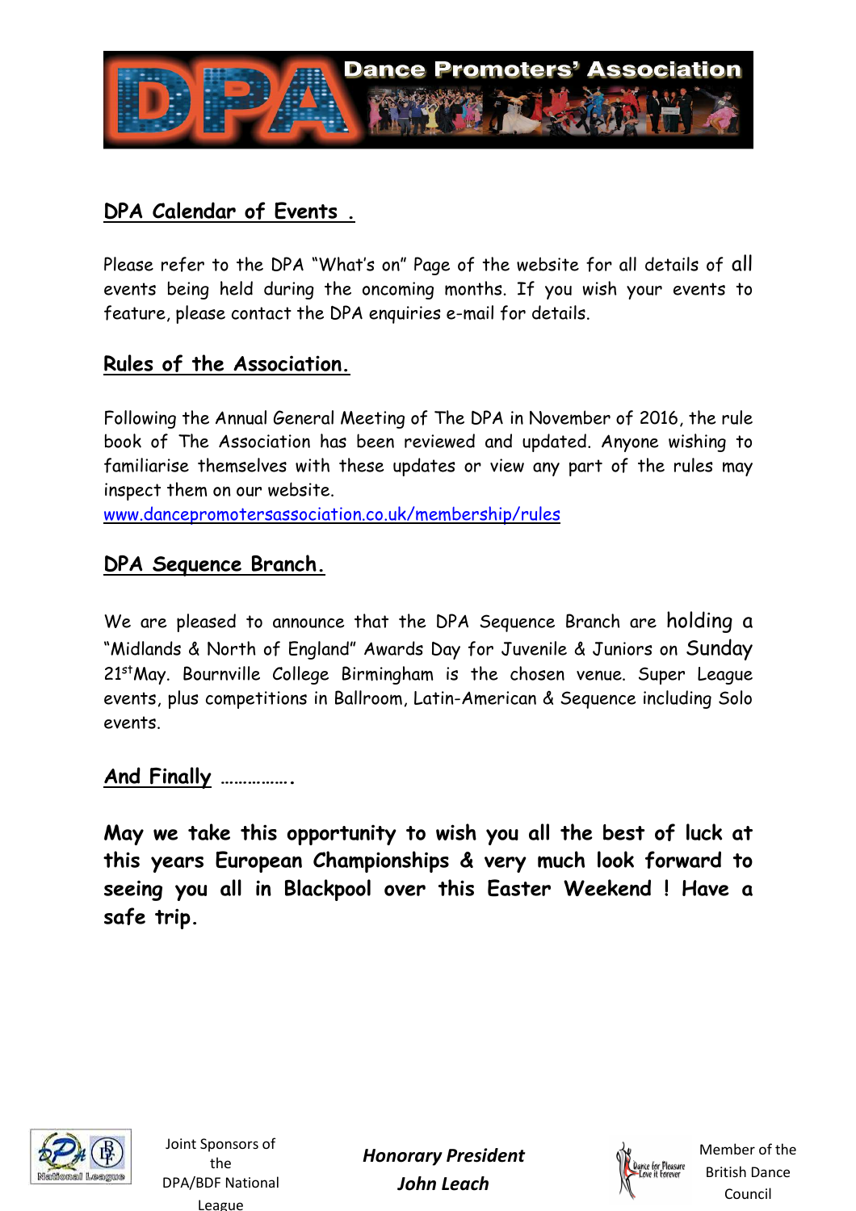# Dance Promoters' Association

## DPA Calendar of Events .

Please refer to the DPA "What's on" Page of the website for all details of all events being held during the oncoming months. If you wish your events to feature, please contact the DPA enquiries e-mail for details.

## Rules of the Association.

Following the Annual General Meeting of The DPA in November of 2016, the rule book of The Association has been reviewed and updated. Anyone wishing to familiarise themselves with these updates or view any part of the rules may inspect them on our website.
www.dancepromotersassociation.co.uk/membership/rules

## DPA Sequence Branch.

We are pleased to announce that the DPA Sequence Branch are holding a "Midlands & North of England" Awards Day for Juvenile & Juniors on Sunday 21st May. Bournville College Birmingham is the chosen venue. Super League events, plus competitions in Ballroom, Latin-American & Sequence including Solo events.

## And Finally …………….

**May we take this opportunity to wish you all the best of luck at this years European Championships & very much look forward to seeing you all in Blackpool over this Easter Weekend ! Have a safe trip.**

Joint Sponsors of the DPA/BDF National League

***Honorary President***
***John Leach***

Member of the British Dance Council